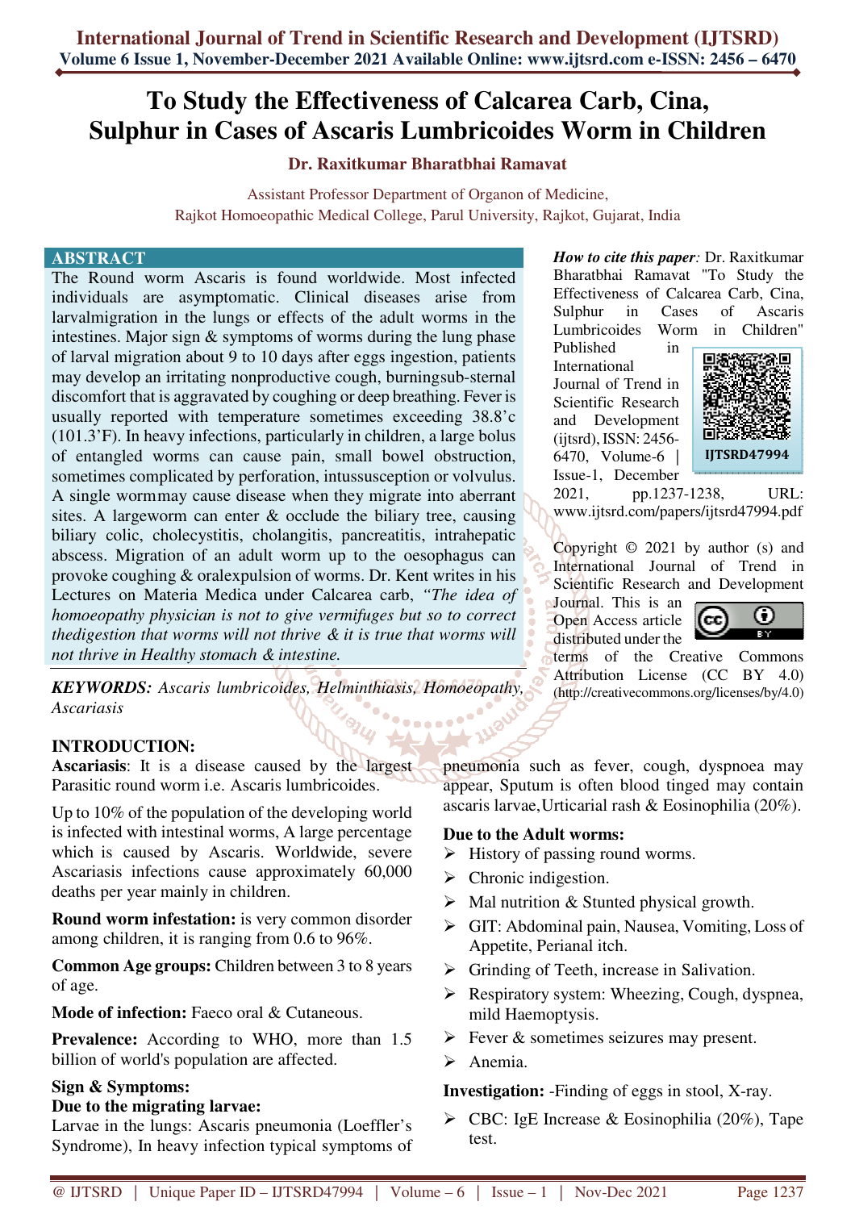# To Study the Effectiveness of Calcarea Carb, Cina, Sulphur in Cases of Ascaris Lumbricoides Worm in Children

**Dr. Raxitkumar Bharatbhai Ramavat**

Assistant Professor Department of Organon of Medicine,
Rajkot Homoeopathic Medical College, Parul University, Rajkot, Gujarat, India

## ABSTRACT

The Round worm Ascaris is found worldwide. Most infected individuals are asymptomatic. Clinical diseases arise from larvalmigration in the lungs or effects of the adult worms in the intestines. Major sign & symptoms of worms during the lung phase of larval migration about 9 to 10 days after eggs ingestion, patients may develop an irritating nonproductive cough, burningsub-sternal discomfort that is aggravated by coughing or deep breathing. Fever is usually reported with temperature sometimes exceeding 38.8'c (101.3'F). In heavy infections, particularly in children, a large bolus of entangled worms can cause pain, small bowel obstruction, sometimes complicated by perforation, intussusception or volvulus. A single wormmay cause disease when they migrate into aberrant sites. A largeworm can enter & occlude the biliary tree, causing biliary colic, cholecystitis, cholangitis, pancreatitis, intrahepatic abscess. Migration of an adult worm up to the oesophagus can provoke coughing & oralexpulsion of worms. Dr. Kent writes in his Lectures on Materia Medica under Calcarea carb, *"The idea of homoeopathy physician is not to give vermifuges but so to correct thedigestion that worms will not thrive & it is true that worms will not thrive in Healthy stomach & intestine.*

***KEYWORDS:*** *Ascaris lumbricoides, Helminthiasis, Homoeopathy, Ascariasis*

***How to cite this paper:*** Dr. Raxitkumar Bharatbhai Ramavat "To Study the Effectiveness of Calcarea Carb, Cina, Sulphur in Cases of Ascaris Lumbricoides Worm in Children" Published in International Journal of Trend in Scientific Research and Development (ijtsrd), ISSN: 2456-6470, Volume-6 | Issue-1, December 2021, pp.1237-1238, URL: www.ijtsrd.com/papers/ijtsrd47994.pdf

IJTSRD47994

Copyright © 2021 by author (s) and International Journal of Trend in Scientific Research and Development Journal. This is an Open Access article distributed under the terms of the Creative Commons Attribution License (CC BY 4.0) (http://creativecommons.org/licenses/by/4.0)

## INTRODUCTION:

**Ascariasis**: It is a disease caused by the largest Parasitic round worm i.e. Ascaris lumbricoides.

Up to 10% of the population of the developing world is infected with intestinal worms, A large percentage which is caused by Ascaris. Worldwide, severe Ascariasis infections cause approximately 60,000 deaths per year mainly in children.

**Round worm infestation:** is very common disorder among children, it is ranging from 0.6 to 96%.

**Common Age groups:** Children between 3 to 8 years of age.

**Mode of infection:** Faeco oral & Cutaneous.

**Prevalence:** According to WHO, more than 1.5 billion of world's population are affected.

**Sign & Symptoms:**

**Due to the migrating larvae:**

Larvae in the lungs: Ascaris pneumonia (Loeffler's Syndrome), In heavy infection typical symptoms of pneumonia such as fever, cough, dyspnoea may appear, Sputum is often blood tinged may contain ascaris larvae,Urticarial rash & Eosinophilia (20%).

**Due to the Adult worms:**

- History of passing round worms.
- Chronic indigestion.
- Mal nutrition & Stunted physical growth.
- GIT: Abdominal pain, Nausea, Vomiting, Loss of Appetite, Perianal itch.
- Grinding of Teeth, increase in Salivation.
- Respiratory system: Wheezing, Cough, dyspnea, mild Haemoptysis.
- Fever & sometimes seizures may present.
- Anemia.

**Investigation:** -Finding of eggs in stool, X-ray.

- CBC: IgE Increase & Eosinophilia (20%), Tape test.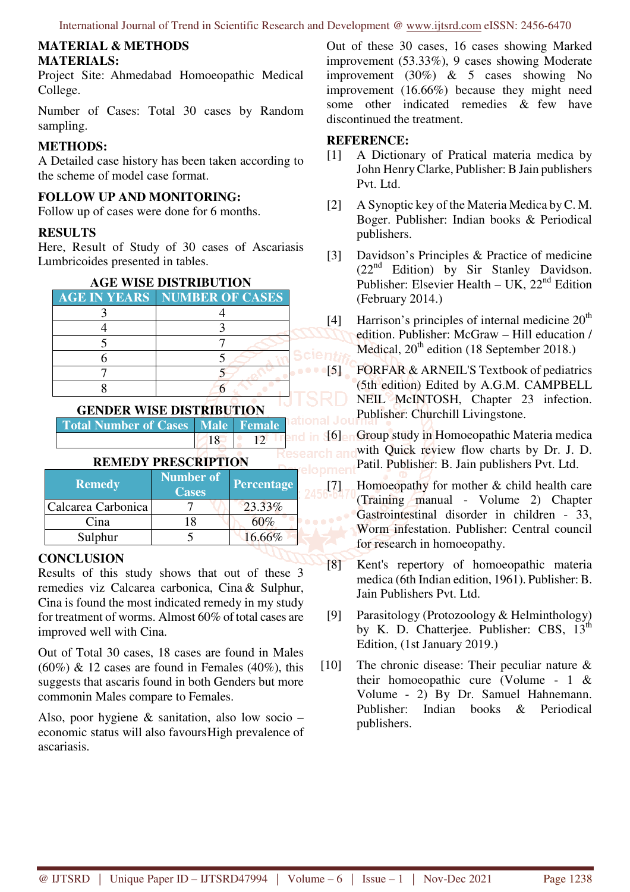## MATERIAL & METHODS

### MATERIALS:

Project Site: Ahmedabad Homoeopathic Medical College.

Number of Cases: Total 30 cases by Random sampling.

### METHODS:

A Detailed case history has been taken according to the scheme of model case format.

### FOLLOW UP AND MONITORING:

Follow up of cases were done for 6 months.

## RESULTS

Here, Result of Study of 30 cases of Ascariasis Lumbricoides presented in tables.

**AGE WISE DISTRIBUTION**

| AGE IN YEARS | NUMBER OF CASES |
|---|---|
| 3 | 4 |
| 4 | 3 |
| 5 | 7 |
| 6 | 5 |
| 7 | 5 |
| 8 | 6 |

**GENDER WISE DISTRIBUTION**

| Total Number of Cases | Male | Female |
|---|---|---|
| | 18 | 12 |

**REMEDY PRESCRIPTION**

| Remedy | Number of Cases | Percentage |
|---|---|---|
| Calcarea Carbonica | 7 | 23.33% |
| Cina | 18 | 60% |
| Sulphur | 5 | 16.66% |

## CONCLUSION

Results of this study shows that out of these 3 remedies viz Calcarea carbonica, Cina & Sulphur, Cina is found the most indicated remedy in my study for treatment of worms. Almost 60% of total cases are improved well with Cina.

Out of Total 30 cases, 18 cases are found in Males (60%) & 12 cases are found in Females (40%), this suggests that ascaris found in both Genders but more commonin Males compare to Females.

Also, poor hygiene & sanitation, also low socio – economic status will also favoursHigh prevalence of ascariasis.

Out of these 30 cases, 16 cases showing Marked improvement (53.33%), 9 cases showing Moderate improvement (30%) & 5 cases showing No improvement (16.66%) because they might need some other indicated remedies & few have discontinued the treatment.

## REFERENCE:

[1] A Dictionary of Pratical materia medica by John Henry Clarke, Publisher: B Jain publishers Pvt. Ltd.

[2] A Synoptic key of the Materia Medica by C. M. Boger. Publisher: Indian books & Periodical publishers.

[3] Davidson's Principles & Practice of medicine (22nd Edition) by Sir Stanley Davidson. Publisher: Elsevier Health – UK, 22nd Edition (February 2014.)

[4] Harrison's principles of internal medicine 20th edition. Publisher: McGraw – Hill education / Medical, 20th edition (18 September 2018.)

[5] FORFAR & ARNEIL'S Textbook of pediatrics (5th edition) Edited by A.G.M. CAMPBELL NEIL McINTOSH, Chapter 23 infection. Publisher: Churchill Livingstone.

[6] Group study in Homoeopathic Materia medica with Quick review flow charts by Dr. J. D. Patil. Publisher: B. Jain publishers Pvt. Ltd.

[7] Homoeopathy for mother & child health care (Training manual - Volume 2) Chapter Gastrointestinal disorder in children - 33, Worm infestation. Publisher: Central council for research in homoeopathy.

[8] Kent's repertory of homoeopathic materia medica (6th Indian edition, 1961). Publisher: B. Jain Publishers Pvt. Ltd.

[9] Parasitology (Protozoology & Helminthology) by K. D. Chatterjee. Publisher: CBS, 13th Edition, (1st January 2019.)

[10] The chronic disease: Their peculiar nature & their homoeopathic cure (Volume - 1 & Volume - 2) By Dr. Samuel Hahnemann. Publisher: Indian books & Periodical publishers.